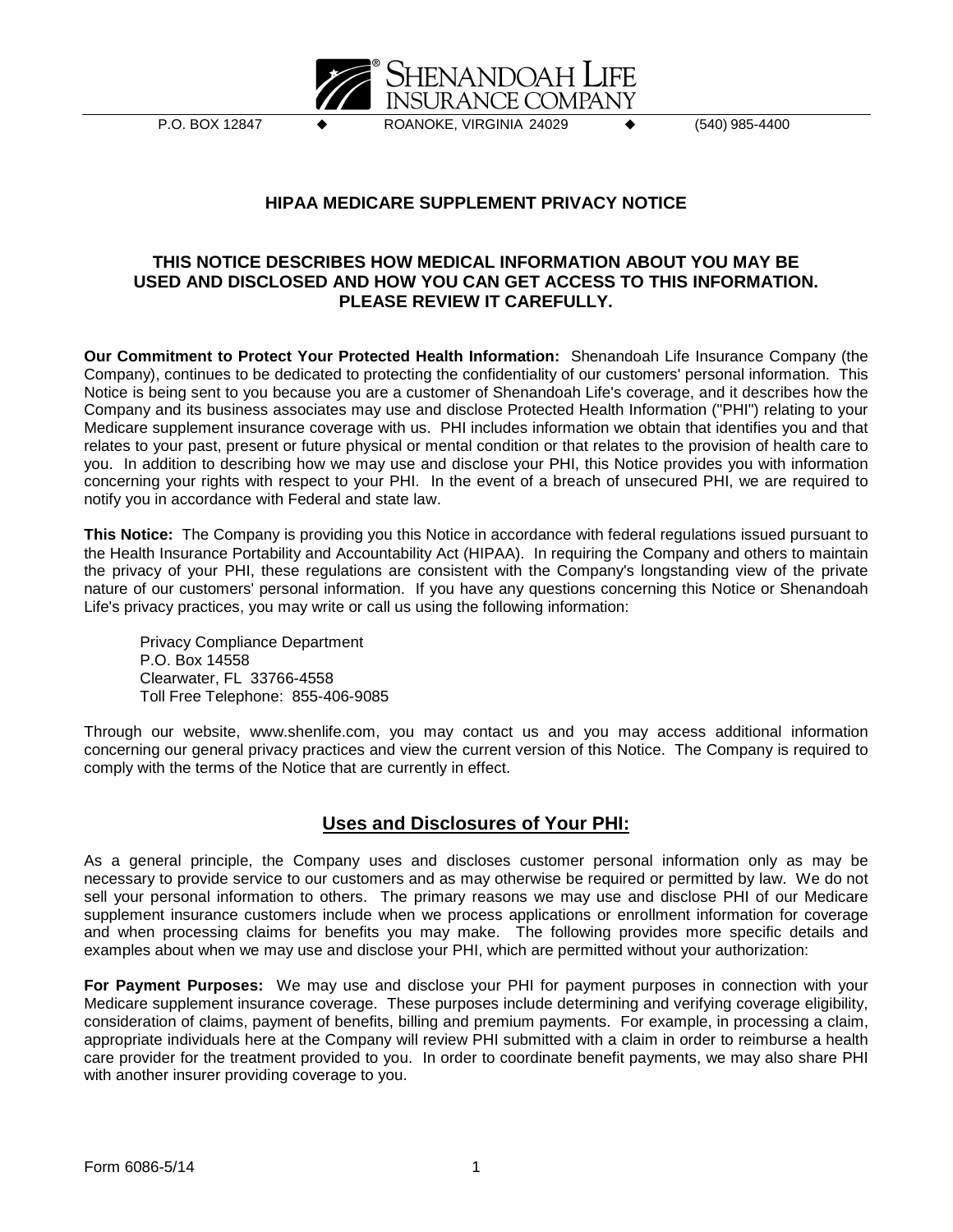**SHENANDOAH LIFE INSURANCE COMPANY**

P.O. BOX 12847 ◆ ROANOKE, VIRGINIA 24029 ◆ (540) 985-4400

# HIPAA MEDICARE SUPPLEMENT PRIVACY NOTICE

## THIS NOTICE DESCRIBES HOW MEDICAL INFORMATION ABOUT YOU MAY BE USED AND DISCLOSED AND HOW YOU CAN GET ACCESS TO THIS INFORMATION. PLEASE REVIEW IT CAREFULLY.

**Our Commitment to Protect Your Protected Health Information:** Shenandoah Life Insurance Company (the Company), continues to be dedicated to protecting the confidentiality of our customers' personal information. This Notice is being sent to you because you are a customer of Shenandoah Life's coverage, and it describes how the Company and its business associates may use and disclose Protected Health Information ("PHI") relating to your Medicare supplement insurance coverage with us. PHI includes information we obtain that identifies you and that relates to your past, present or future physical or mental condition or that relates to the provision of health care to you. In addition to describing how we may use and disclose your PHI, this Notice provides you with information concerning your rights with respect to your PHI. In the event of a breach of unsecured PHI, we are required to notify you in accordance with Federal and state law.

**This Notice:** The Company is providing you this Notice in accordance with federal regulations issued pursuant to the Health Insurance Portability and Accountability Act (HIPAA). In requiring the Company and others to maintain the privacy of your PHI, these regulations are consistent with the Company's longstanding view of the private nature of our customers' personal information. If you have any questions concerning this Notice or Shenandoah Life's privacy practices, you may write or call us using the following information:

Privacy Compliance Department
P.O. Box 14558
Clearwater, FL 33766-4558
Toll Free Telephone: 855-406-9085

Through our website, www.shenlife.com, you may contact us and you may access additional information concerning our general privacy practices and view the current version of this Notice. The Company is required to comply with the terms of the Notice that are currently in effect.

## Uses and Disclosures of Your PHI:

As a general principle, the Company uses and discloses customer personal information only as may be necessary to provide service to our customers and as may otherwise be required or permitted by law. We do not sell your personal information to others. The primary reasons we may use and disclose PHI of our Medicare supplement insurance customers include when we process applications or enrollment information for coverage and when processing claims for benefits you may make. The following provides more specific details and examples about when we may use and disclose your PHI, which are permitted without your authorization:

**For Payment Purposes:** We may use and disclose your PHI for payment purposes in connection with your Medicare supplement insurance coverage. These purposes include determining and verifying coverage eligibility, consideration of claims, payment of benefits, billing and premium payments. For example, in processing a claim, appropriate individuals here at the Company will review PHI submitted with a claim in order to reimburse a health care provider for the treatment provided to you. In order to coordinate benefit payments, we may also share PHI with another insurer providing coverage to you.

Form 6086-5/14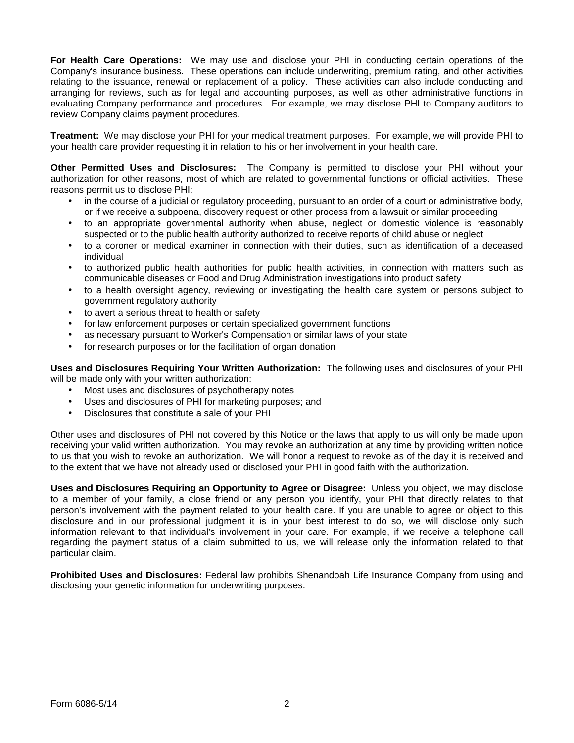**For Health Care Operations:** We may use and disclose your PHI in conducting certain operations of the Company's insurance business. These operations can include underwriting, premium rating, and other activities relating to the issuance, renewal or replacement of a policy. These activities can also include conducting and arranging for reviews, such as for legal and accounting purposes, as well as other administrative functions in evaluating Company performance and procedures. For example, we may disclose PHI to Company auditors to review Company claims payment procedures.

**Treatment:** We may disclose your PHI for your medical treatment purposes. For example, we will provide PHI to your health care provider requesting it in relation to his or her involvement in your health care.

**Other Permitted Uses and Disclosures:** The Company is permitted to disclose your PHI without your authorization for other reasons, most of which are related to governmental functions or official activities. These reasons permit us to disclose PHI:

- in the course of a judicial or regulatory proceeding, pursuant to an order of a court or administrative body, or if we receive a subpoena, discovery request or other process from a lawsuit or similar proceeding
- to an appropriate governmental authority when abuse, neglect or domestic violence is reasonably suspected or to the public health authority authorized to receive reports of child abuse or neglect
- to a coroner or medical examiner in connection with their duties, such as identification of a deceased individual
- to authorized public health authorities for public health activities, in connection with matters such as communicable diseases or Food and Drug Administration investigations into product safety
- to a health oversight agency, reviewing or investigating the health care system or persons subject to government regulatory authority
- to avert a serious threat to health or safety
- for law enforcement purposes or certain specialized government functions
- as necessary pursuant to Worker's Compensation or similar laws of your state
- for research purposes or for the facilitation of organ donation

**Uses and Disclosures Requiring Your Written Authorization:** The following uses and disclosures of your PHI will be made only with your written authorization:

- Most uses and disclosures of psychotherapy notes
- Uses and disclosures of PHI for marketing purposes; and
- Disclosures that constitute a sale of your PHI

Other uses and disclosures of PHI not covered by this Notice or the laws that apply to us will only be made upon receiving your valid written authorization. You may revoke an authorization at any time by providing written notice to us that you wish to revoke an authorization. We will honor a request to revoke as of the day it is received and to the extent that we have not already used or disclosed your PHI in good faith with the authorization.

**Uses and Disclosures Requiring an Opportunity to Agree or Disagree:** Unless you object, we may disclose to a member of your family, a close friend or any person you identify, your PHI that directly relates to that person's involvement with the payment related to your health care. If you are unable to agree or object to this disclosure and in our professional judgment it is in your best interest to do so, we will disclose only such information relevant to that individual's involvement in your care. For example, if we receive a telephone call regarding the payment status of a claim submitted to us, we will release only the information related to that particular claim.

**Prohibited Uses and Disclosures:** Federal law prohibits Shenandoah Life Insurance Company from using and disclosing your genetic information for underwriting purposes.

Form 6086-5/14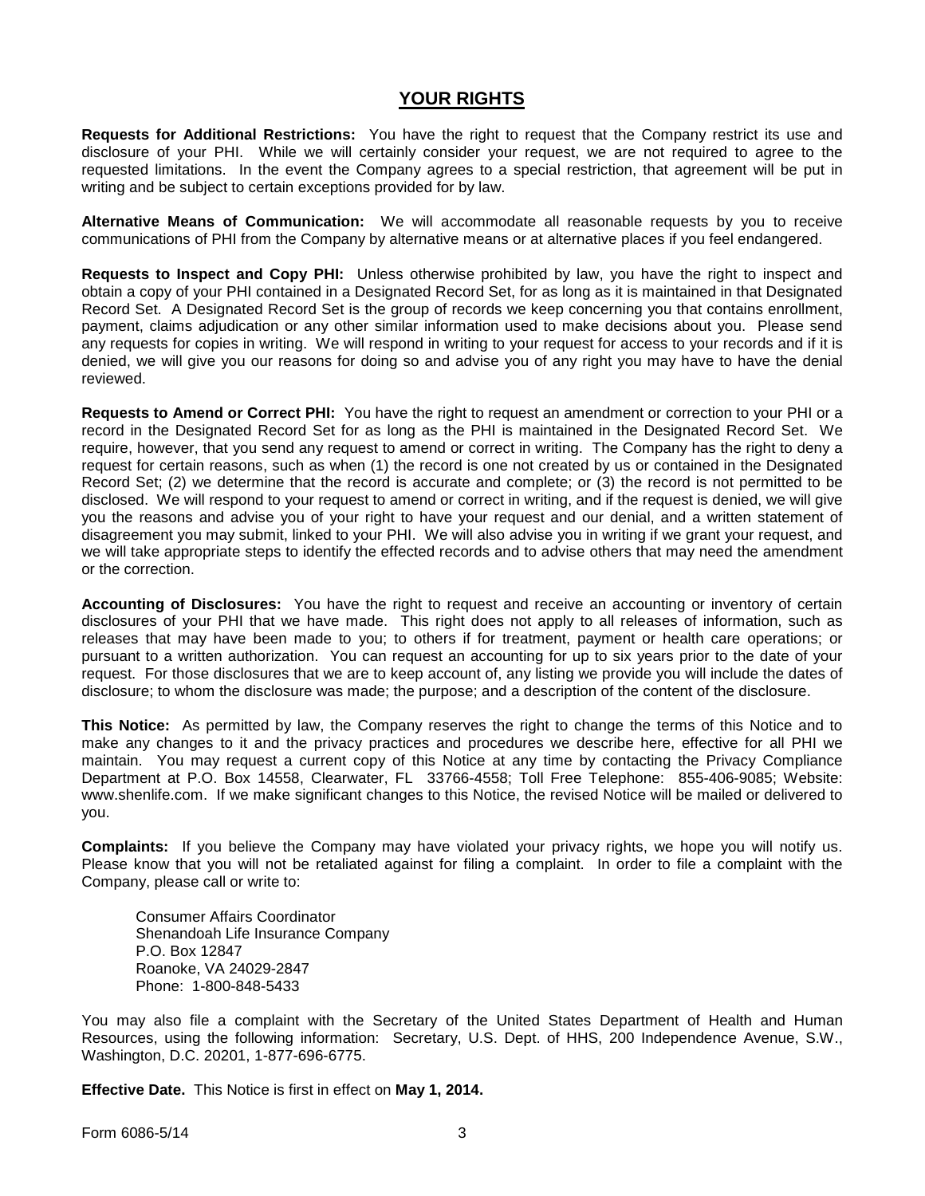## YOUR RIGHTS

**Requests for Additional Restrictions:** You have the right to request that the Company restrict its use and disclosure of your PHI. While we will certainly consider your request, we are not required to agree to the requested limitations. In the event the Company agrees to a special restriction, that agreement will be put in writing and be subject to certain exceptions provided for by law.

**Alternative Means of Communication:** We will accommodate all reasonable requests by you to receive communications of PHI from the Company by alternative means or at alternative places if you feel endangered.

**Requests to Inspect and Copy PHI:** Unless otherwise prohibited by law, you have the right to inspect and obtain a copy of your PHI contained in a Designated Record Set, for as long as it is maintained in that Designated Record Set. A Designated Record Set is the group of records we keep concerning you that contains enrollment, payment, claims adjudication or any other similar information used to make decisions about you. Please send any requests for copies in writing. We will respond in writing to your request for access to your records and if it is denied, we will give you our reasons for doing so and advise you of any right you may have to have the denial reviewed.

**Requests to Amend or Correct PHI:** You have the right to request an amendment or correction to your PHI or a record in the Designated Record Set for as long as the PHI is maintained in the Designated Record Set. We require, however, that you send any request to amend or correct in writing. The Company has the right to deny a request for certain reasons, such as when (1) the record is one not created by us or contained in the Designated Record Set; (2) we determine that the record is accurate and complete; or (3) the record is not permitted to be disclosed. We will respond to your request to amend or correct in writing, and if the request is denied, we will give you the reasons and advise you of your right to have your request and our denial, and a written statement of disagreement you may submit, linked to your PHI. We will also advise you in writing if we grant your request, and we will take appropriate steps to identify the effected records and to advise others that may need the amendment or the correction.

**Accounting of Disclosures:** You have the right to request and receive an accounting or inventory of certain disclosures of your PHI that we have made. This right does not apply to all releases of information, such as releases that may have been made to you; to others if for treatment, payment or health care operations; or pursuant to a written authorization. You can request an accounting for up to six years prior to the date of your request. For those disclosures that we are to keep account of, any listing we provide you will include the dates of disclosure; to whom the disclosure was made; the purpose; and a description of the content of the disclosure.

**This Notice:** As permitted by law, the Company reserves the right to change the terms of this Notice and to make any changes to it and the privacy practices and procedures we describe here, effective for all PHI we maintain. You may request a current copy of this Notice at any time by contacting the Privacy Compliance Department at P.O. Box 14558, Clearwater, FL 33766-4558; Toll Free Telephone: 855-406-9085; Website: www.shenlife.com. If we make significant changes to this Notice, the revised Notice will be mailed or delivered to you.

**Complaints:** If you believe the Company may have violated your privacy rights, we hope you will notify us. Please know that you will not be retaliated against for filing a complaint. In order to file a complaint with the Company, please call or write to:

Consumer Affairs Coordinator
Shenandoah Life Insurance Company
P.O. Box 12847
Roanoke, VA 24029-2847
Phone: 1-800-848-5433

You may also file a complaint with the Secretary of the United States Department of Health and Human Resources, using the following information: Secretary, U.S. Dept. of HHS, 200 Independence Avenue, S.W., Washington, D.C. 20201, 1-877-696-6775.

**Effective Date.** This Notice is first in effect on **May 1, 2014.**

Form 6086-5/14